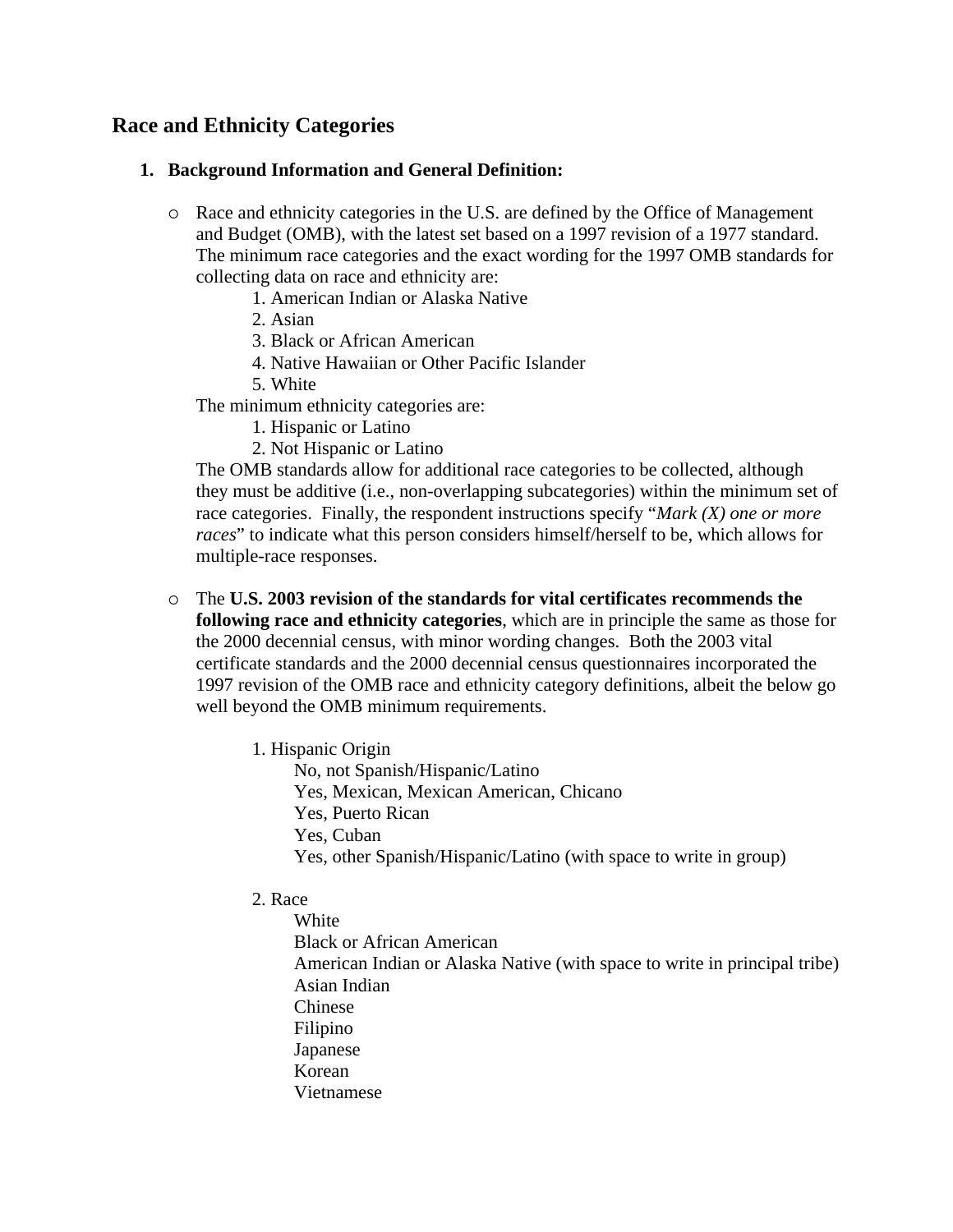## Race and Ethnicity Categories

1. **Background Information and General Definition:**

   - Race and ethnicity categories in the U.S. are defined by the Office of Management and Budget (OMB), with the latest set based on a 1997 revision of a 1977 standard. The minimum race categories and the exact wording for the 1997 OMB standards for collecting data on race and ethnicity are:
     1. American Indian or Alaska Native
     2. Asian
     3. Black or African American
     4. Native Hawaiian or Other Pacific Islander
     5. White

     The minimum ethnicity categories are:
     1. Hispanic or Latino
     2. Not Hispanic or Latino

     The OMB standards allow for additional race categories to be collected, although they must be additive (i.e., non-overlapping subcategories) within the minimum set of race categories. Finally, the respondent instructions specify "*Mark (X) one or more races*" to indicate what this person considers himself/herself to be, which allows for multiple-race responses.

   - The **U.S. 2003 revision of the standards for vital certificates recommends the following race and ethnicity categories**, which are in principle the same as those for the 2000 decennial census, with minor wording changes. Both the 2003 vital certificate standards and the 2000 decennial census questionnaires incorporated the 1997 revision of the OMB race and ethnicity category definitions, albeit the below go well beyond the OMB minimum requirements.

     1. Hispanic Origin
        - No, not Spanish/Hispanic/Latino
        - Yes, Mexican, Mexican American, Chicano
        - Yes, Puerto Rican
        - Yes, Cuban
        - Yes, other Spanish/Hispanic/Latino (with space to write in group)

     2. Race
        - White
        - Black or African American
        - American Indian or Alaska Native (with space to write in principal tribe)
        - Asian Indian
        - Chinese
        - Filipino
        - Japanese
        - Korean
        - Vietnamese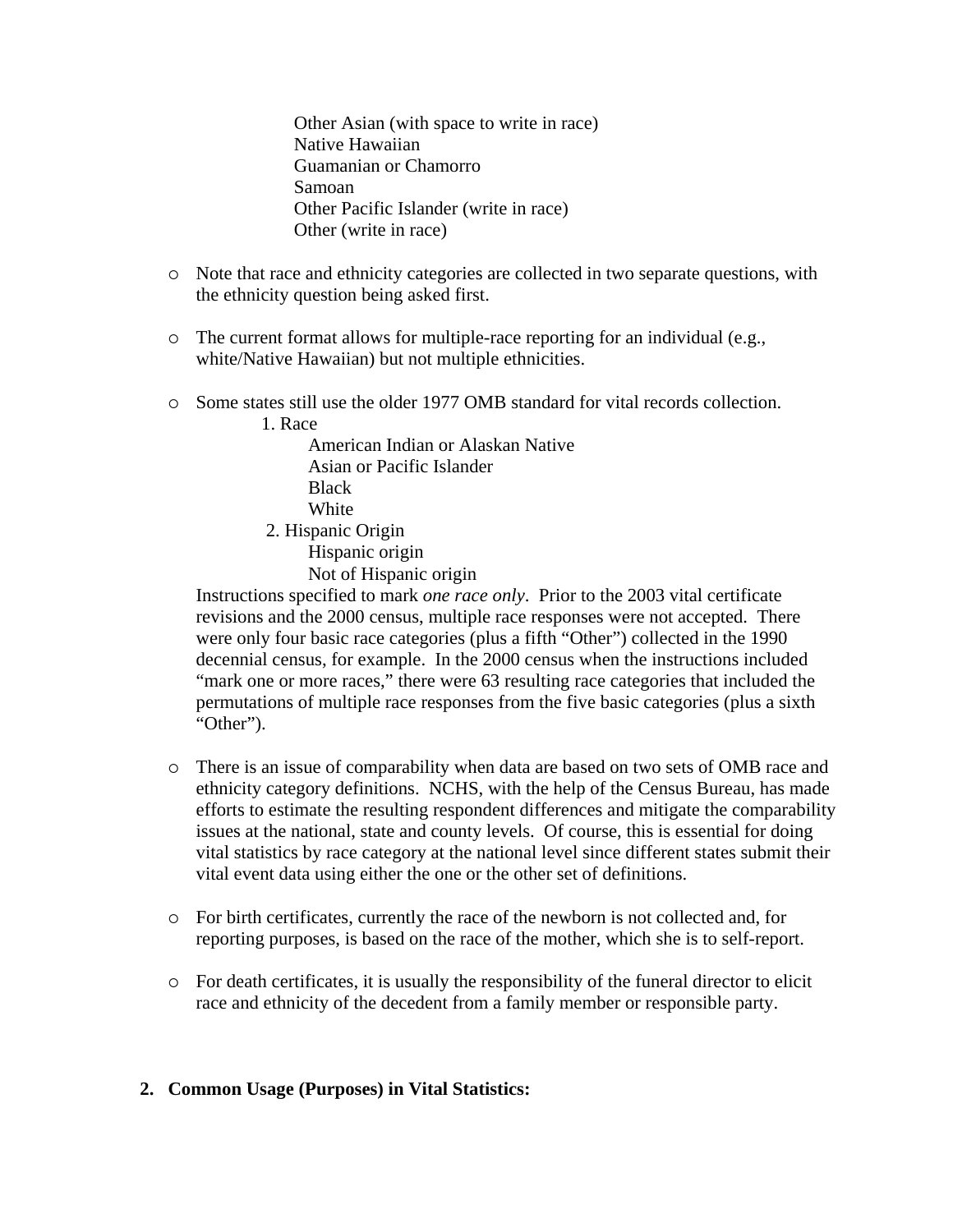Other Asian (with space to write in race)
Native Hawaiian
Guamanian or Chamorro
Samoan
Other Pacific Islander (write in race)
Other (write in race)

- Note that race and ethnicity categories are collected in two separate questions, with the ethnicity question being asked first.

- The current format allows for multiple-race reporting for an individual (e.g., white/Native Hawaiian) but not multiple ethnicities.

- Some states still use the older 1977 OMB standard for vital records collection.
  1. Race
     - American Indian or Alaskan Native
     - Asian or Pacific Islander
     - Black
     - White
  2. Hispanic Origin
     - Hispanic origin
     - Not of Hispanic origin

  Instructions specified to mark *one race only*. Prior to the 2003 vital certificate revisions and the 2000 census, multiple race responses were not accepted. There were only four basic race categories (plus a fifth "Other") collected in the 1990 decennial census, for example. In the 2000 census when the instructions included "mark one or more races," there were 63 resulting race categories that included the permutations of multiple race responses from the five basic categories (plus a sixth "Other").

- There is an issue of comparability when data are based on two sets of OMB race and ethnicity category definitions. NCHS, with the help of the Census Bureau, has made efforts to estimate the resulting respondent differences and mitigate the comparability issues at the national, state and county levels. Of course, this is essential for doing vital statistics by race category at the national level since different states submit their vital event data using either the one or the other set of definitions.

- For birth certificates, currently the race of the newborn is not collected and, for reporting purposes, is based on the race of the mother, which she is to self-report.

- For death certificates, it is usually the responsibility of the funeral director to elicit race and ethnicity of the decedent from a family member or responsible party.

## 2. Common Usage (Purposes) in Vital Statistics: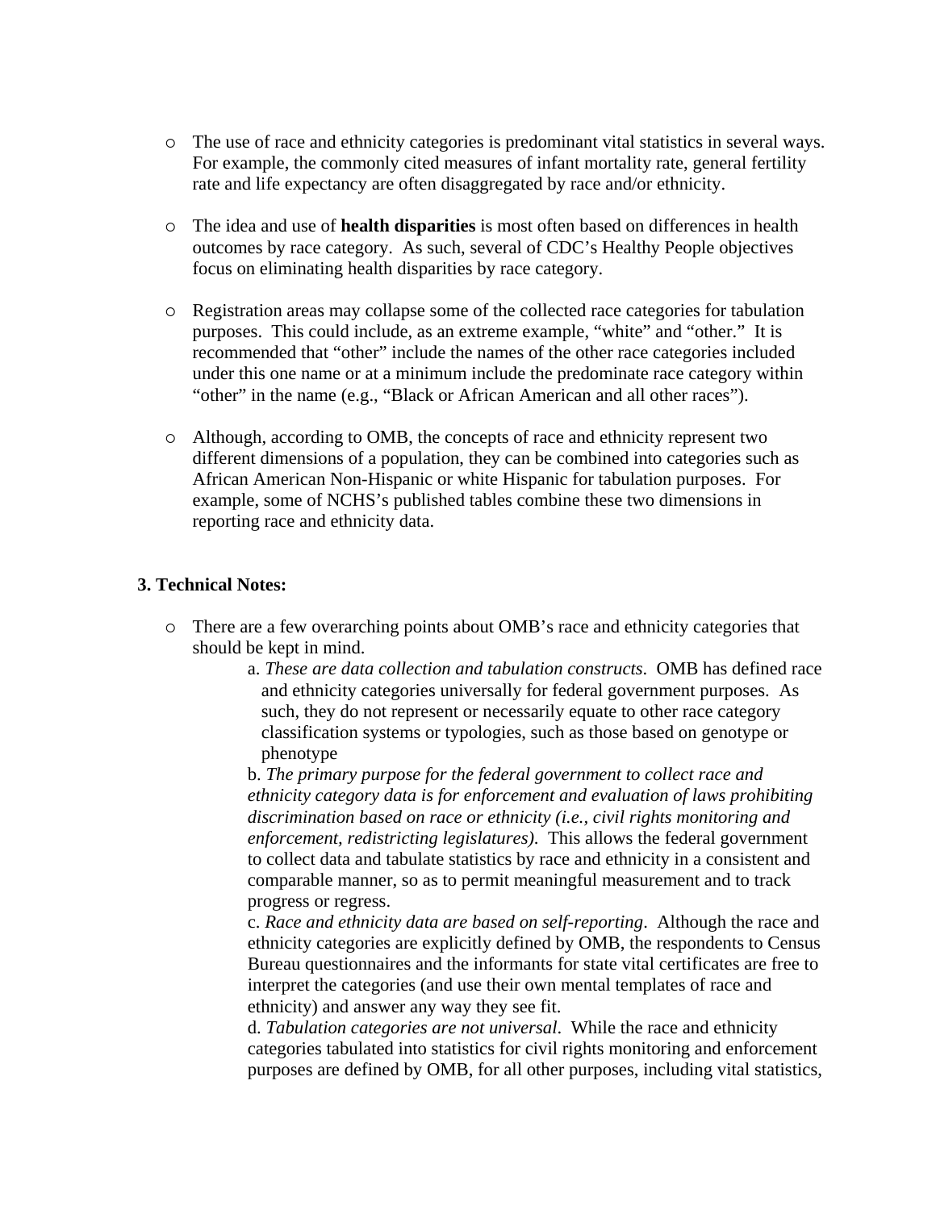- The use of race and ethnicity categories is predominant vital statistics in several ways. For example, the commonly cited measures of infant mortality rate, general fertility rate and life expectancy are often disaggregated by race and/or ethnicity.

- The idea and use of **health disparities** is most often based on differences in health outcomes by race category. As such, several of CDC's Healthy People objectives focus on eliminating health disparities by race category.

- Registration areas may collapse some of the collected race categories for tabulation purposes. This could include, as an extreme example, "white" and "other." It is recommended that "other" include the names of the other race categories included under this one name or at a minimum include the predominate race category within "other" in the name (e.g., "Black or African American and all other races").

- Although, according to OMB, the concepts of race and ethnicity represent two different dimensions of a population, they can be combined into categories such as African American Non-Hispanic or white Hispanic for tabulation purposes. For example, some of NCHS's published tables combine these two dimensions in reporting race and ethnicity data.

**3. Technical Notes:**

- There are a few overarching points about OMB's race and ethnicity categories that should be kept in mind.

  a. *These are data collection and tabulation constructs*. OMB has defined race and ethnicity categories universally for federal government purposes. As such, they do not represent or necessarily equate to other race category classification systems or typologies, such as those based on genotype or phenotype

  b. *The primary purpose for the federal government to collect race and ethnicity category data is for enforcement and evaluation of laws prohibiting discrimination based on race or ethnicity (i.e., civil rights monitoring and enforcement, redistricting legislatures)*. This allows the federal government to collect data and tabulate statistics by race and ethnicity in a consistent and comparable manner, so as to permit meaningful measurement and to track progress or regress.

  c. *Race and ethnicity data are based on self-reporting*. Although the race and ethnicity categories are explicitly defined by OMB, the respondents to Census Bureau questionnaires and the informants for state vital certificates are free to interpret the categories (and use their own mental templates of race and ethnicity) and answer any way they see fit.

  d. *Tabulation categories are not universal*. While the race and ethnicity categories tabulated into statistics for civil rights monitoring and enforcement purposes are defined by OMB, for all other purposes, including vital statistics,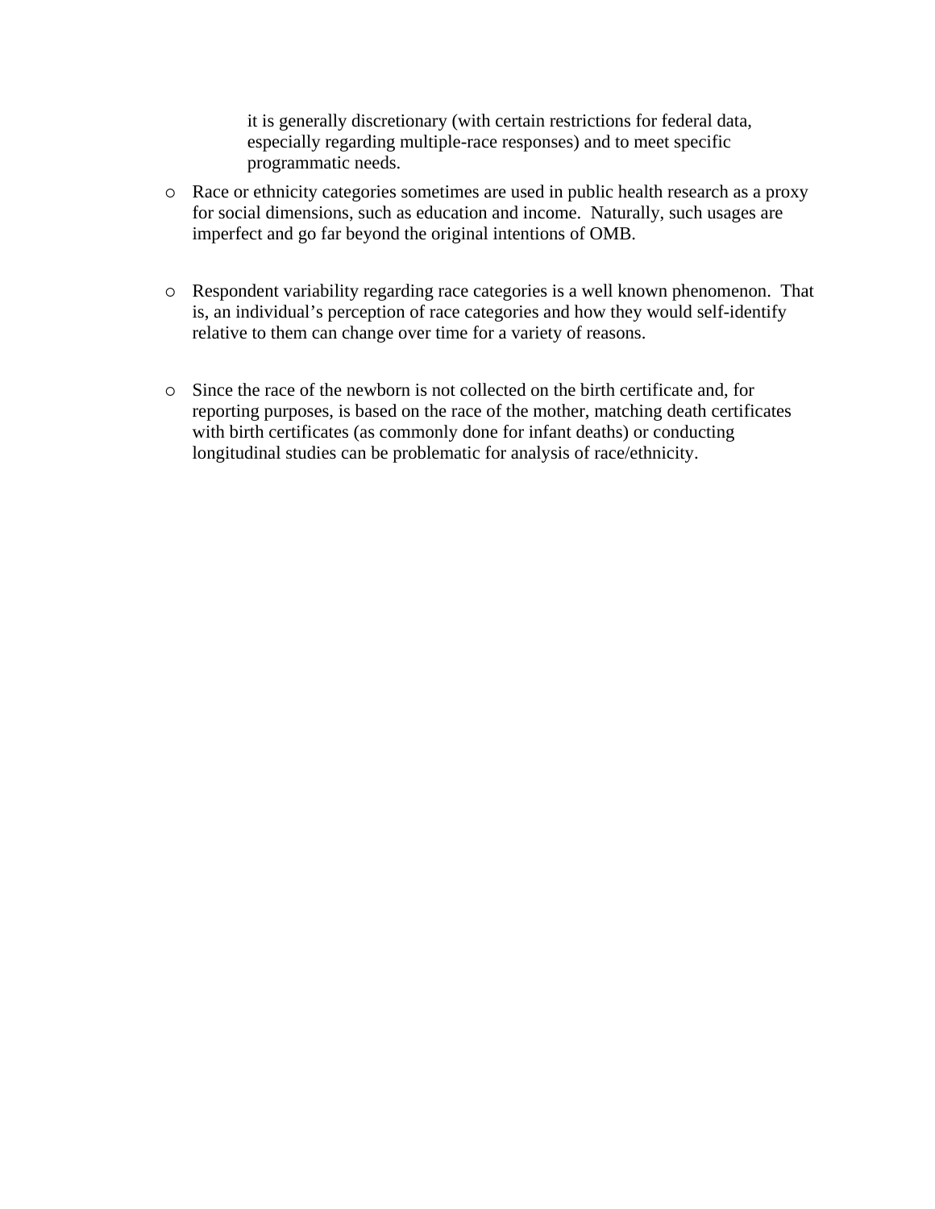it is generally discretionary (with certain restrictions for federal data, especially regarding multiple-race responses) and to meet specific programmatic needs.

- Race or ethnicity categories sometimes are used in public health research as a proxy for social dimensions, such as education and income. Naturally, such usages are imperfect and go far beyond the original intentions of OMB.

- Respondent variability regarding race categories is a well known phenomenon. That is, an individual's perception of race categories and how they would self-identify relative to them can change over time for a variety of reasons.

- Since the race of the newborn is not collected on the birth certificate and, for reporting purposes, is based on the race of the mother, matching death certificates with birth certificates (as commonly done for infant deaths) or conducting longitudinal studies can be problematic for analysis of race/ethnicity.